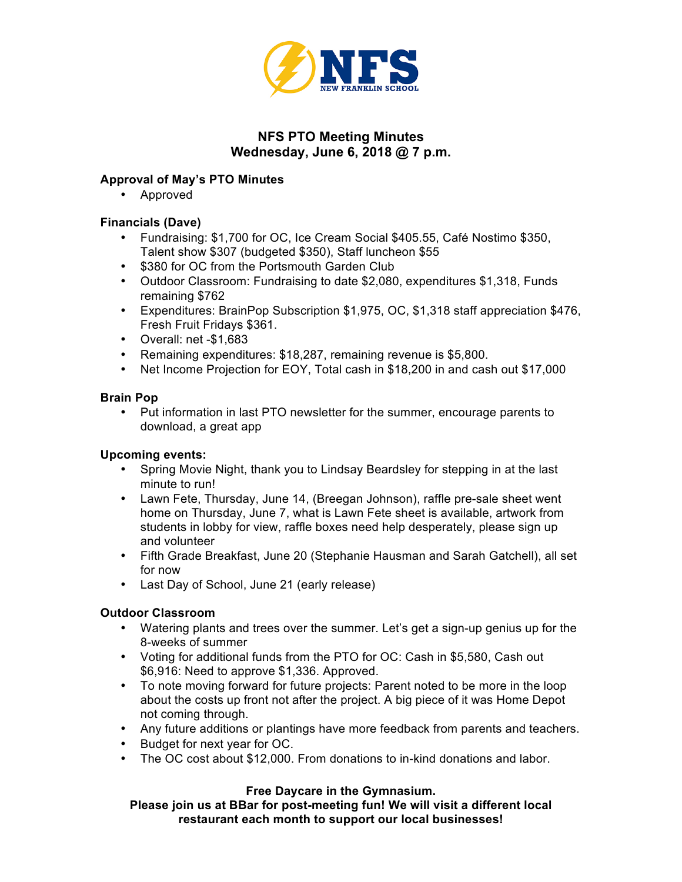NFS

NEW FRANKLIN SCHOOL

# NFS PTO Meeting Minutes
## Wednesday, June 6, 2018 @ 7 p.m.

**Approval of May's PTO Minutes**

- Approved

**Financials (Dave)**

- Fundraising: $1,700 for OC, Ice Cream Social $405.55, Café Nostimo $350, Talent show $307 (budgeted $350), Staff luncheon $55
- $380 for OC from the Portsmouth Garden Club
- Outdoor Classroom: Fundraising to date $2,080, expenditures $1,318, Funds remaining $762
- Expenditures: BrainPop Subscription $1,975, OC, $1,318 staff appreciation $476, Fresh Fruit Fridays $361.
- Overall: net -$1,683
- Remaining expenditures: $18,287, remaining revenue is $5,800.
- Net Income Projection for EOY, Total cash in $18,200 in and cash out $17,000

**Brain Pop**

- Put information in last PTO newsletter for the summer, encourage parents to download, a great app

**Upcoming events:**

- Spring Movie Night, thank you to Lindsay Beardsley for stepping in at the last minute to run!
- Lawn Fete, Thursday, June 14, (Breegan Johnson), raffle pre-sale sheet went home on Thursday, June 7, what is Lawn Fete sheet is available, artwork from students in lobby for view, raffle boxes need help desperately, please sign up and volunteer
- Fifth Grade Breakfast, June 20 (Stephanie Hausman and Sarah Gatchell), all set for now
- Last Day of School, June 21 (early release)

**Outdoor Classroom**

- Watering plants and trees over the summer. Let's get a sign-up genius up for the 8-weeks of summer
- Voting for additional funds from the PTO for OC: Cash in $5,580, Cash out $6,916: Need to approve $1,336. Approved.
- To note moving forward for future projects: Parent noted to be more in the loop about the costs up front not after the project. A big piece of it was Home Depot not coming through.
- Any future additions or plantings have more feedback from parents and teachers.
- Budget for next year for OC.
- The OC cost about $12,000. From donations to in-kind donations and labor.

**Free Daycare in the Gymnasium.**
**Please join us at BBar for post-meeting fun! We will visit a different local restaurant each month to support our local businesses!**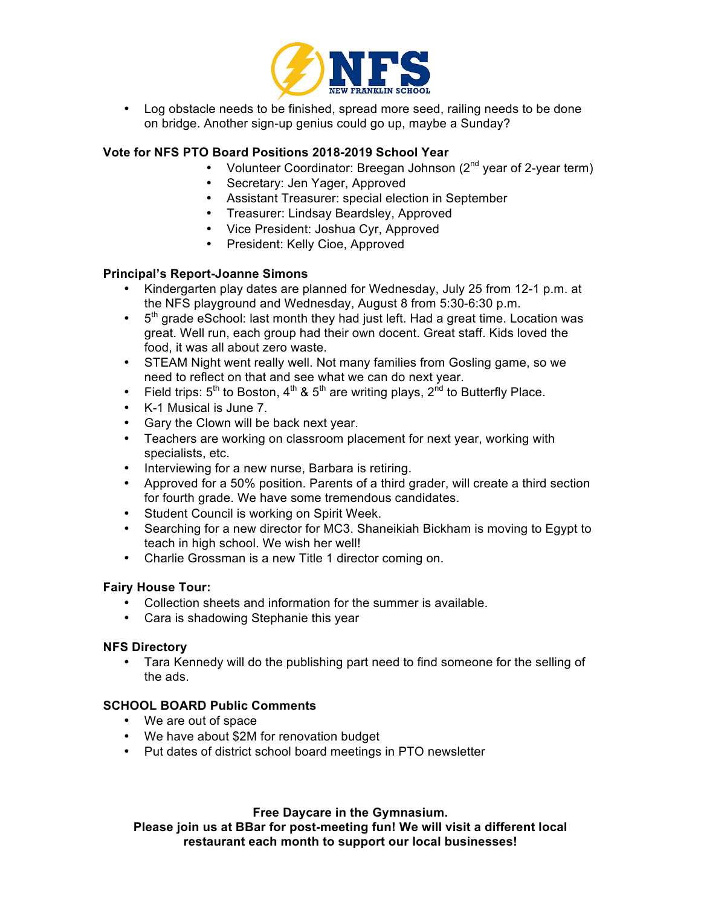- Log obstacle needs to be finished, spread more seed, railing needs to be done on bridge. Another sign-up genius could go up, maybe a Sunday?

**Vote for NFS PTO Board Positions 2018-2019 School Year**

- Volunteer Coordinator: Breegan Johnson (2nd year of 2-year term)
- Secretary: Jen Yager, Approved
- Assistant Treasurer: special election in September
- Treasurer: Lindsay Beardsley, Approved
- Vice President: Joshua Cyr, Approved
- President: Kelly Cioe, Approved

**Principal's Report-Joanne Simons**

- Kindergarten play dates are planned for Wednesday, July 25 from 12-1 p.m. at the NFS playground and Wednesday, August 8 from 5:30-6:30 p.m.
- 5th grade eSchool: last month they had just left. Had a great time. Location was great. Well run, each group had their own docent. Great staff. Kids loved the food, it was all about zero waste.
- STEAM Night went really well. Not many families from Gosling game, so we need to reflect on that and see what we can do next year.
- Field trips: 5th to Boston, 4th & 5th are writing plays, 2nd to Butterfly Place.
- K-1 Musical is June 7.
- Gary the Clown will be back next year.
- Teachers are working on classroom placement for next year, working with specialists, etc.
- Interviewing for a new nurse, Barbara is retiring.
- Approved for a 50% position. Parents of a third grader, will create a third section for fourth grade. We have some tremendous candidates.
- Student Council is working on Spirit Week.
- Searching for a new director for MC3. Shaneikiah Bickham is moving to Egypt to teach in high school. We wish her well!
- Charlie Grossman is a new Title 1 director coming on.

**Fairy House Tour:**

- Collection sheets and information for the summer is available.
- Cara is shadowing Stephanie this year

**NFS Directory**

- Tara Kennedy will do the publishing part need to find someone for the selling of the ads.

**SCHOOL BOARD Public Comments**

- We are out of space
- We have about $2M for renovation budget
- Put dates of district school board meetings in PTO newsletter

**Free Daycare in the Gymnasium.**
**Please join us at BBar for post-meeting fun! We will visit a different local restaurant each month to support our local businesses!**